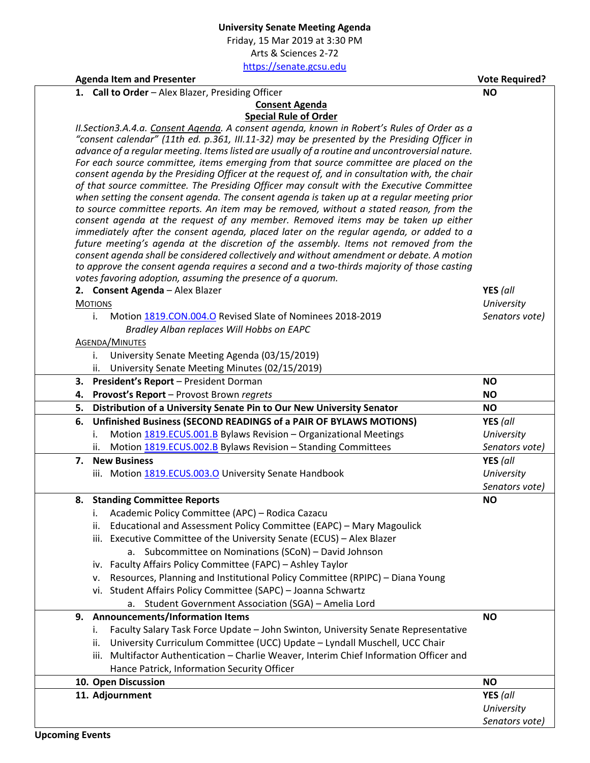# University Senate Meeting Agenda

Friday, 15 Mar 2019 at 3:30 PM

Arts & Sciences 2-72

https://senate.gcsu.edu

| Agenda Item and Presenter | Vote Required? |
|---|---|
| **1. Call to Order** – Alex Blazer, Presiding Officer | **NO** |
| **Consent Agenda**<br>**Special Rule of Order**<br>*II.Section3.A.4.a. Consent Agenda. A consent agenda, known in Robert's Rules of Order as a "consent calendar" (11th ed. p.361, III.11-32) may be presented by the Presiding Officer in advance of a regular meeting. Items listed are usually of a routine and uncontroversial nature. For each source committee, items emerging from that source committee are placed on the consent agenda by the Presiding Officer at the request of, and in consultation with, the chair of that source committee. The Presiding Officer may consult with the Executive Committee when setting the consent agenda. The consent agenda is taken up at a regular meeting prior to source committee reports. An item may be removed, without a stated reason, from the consent agenda at the request of any member. Removed items may be taken up either immediately after the consent agenda, placed later on the regular agenda, or added to a future meeting's agenda at the discretion of the assembly. Items not removed from the consent agenda shall be considered collectively and without amendment or debate. A motion to approve the consent agenda requires a second and a two-thirds majority of those casting votes favoring adoption, assuming the presence of a quorum.* | |
| **2. Consent Agenda** – Alex Blazer<br>MOTIONS<br>i. Motion 1819.CON.004.O Revised Slate of Nominees 2018-2019<br>*Bradley Alban replaces Will Hobbs on EAPC*<br>AGENDA/MINUTES<br>i. University Senate Meeting Agenda (03/15/2019)<br>ii. University Senate Meeting Minutes (02/15/2019) | **YES** *(all University Senators vote)* |
| **3. President's Report** – President Dorman | **NO** |
| **4. Provost's Report** – Provost Brown *regrets* | **NO** |
| **5. Distribution of a University Senate Pin to Our New University Senator** | **NO** |
| **6. Unfinished Business (SECOND READINGS of a PAIR OF BYLAWS MOTIONS)**<br>i. Motion 1819.ECUS.001.B Bylaws Revision – Organizational Meetings<br>ii. Motion 1819.ECUS.002.B Bylaws Revision – Standing Committees | **YES** *(all University Senators vote)* |
| **7. New Business**<br>iii. Motion 1819.ECUS.003.O University Senate Handbook | **YES** *(all University Senators vote)* |
| **8. Standing Committee Reports**<br>i. Academic Policy Committee (APC) – Rodica Cazacu<br>ii. Educational and Assessment Policy Committee (EAPC) – Mary Magoulick<br>iii. Executive Committee of the University Senate (ECUS) – Alex Blazer<br>a. Subcommittee on Nominations (SCoN) – David Johnson<br>iv. Faculty Affairs Policy Committee (FAPC) – Ashley Taylor<br>v. Resources, Planning and Institutional Policy Committee (RPIPC) – Diana Young<br>vi. Student Affairs Policy Committee (SAPC) – Joanna Schwartz<br>a. Student Government Association (SGA) – Amelia Lord | **NO** |
| **9. Announcements/Information Items**<br>i. Faculty Salary Task Force Update – John Swinton, University Senate Representative<br>ii. University Curriculum Committee (UCC) Update – Lyndall Muschell, UCC Chair<br>iii. Multifactor Authentication – Charlie Weaver, Interim Chief Information Officer and Hance Patrick, Information Security Officer | **NO** |
| **10. Open Discussion** | **NO** |
| **11. Adjournment** | **YES** *(all University Senators vote)* |

**Upcoming Events**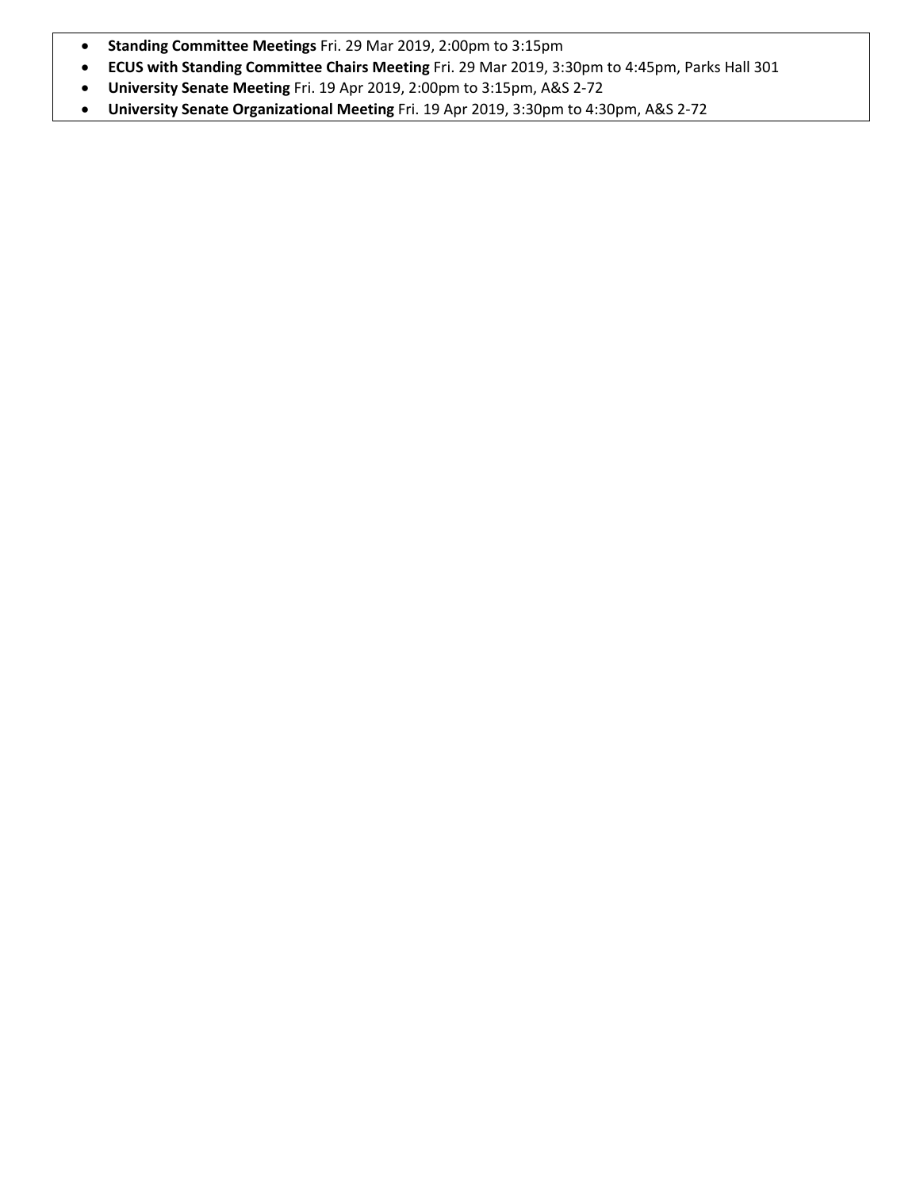- **Standing Committee Meetings** Fri. 29 Mar 2019, 2:00pm to 3:15pm
- **ECUS with Standing Committee Chairs Meeting** Fri. 29 Mar 2019, 3:30pm to 4:45pm, Parks Hall 301
- **University Senate Meeting** Fri. 19 Apr 2019, 2:00pm to 3:15pm, A&S 2-72
- **University Senate Organizational Meeting** Fri. 19 Apr 2019, 3:30pm to 4:30pm, A&S 2-72